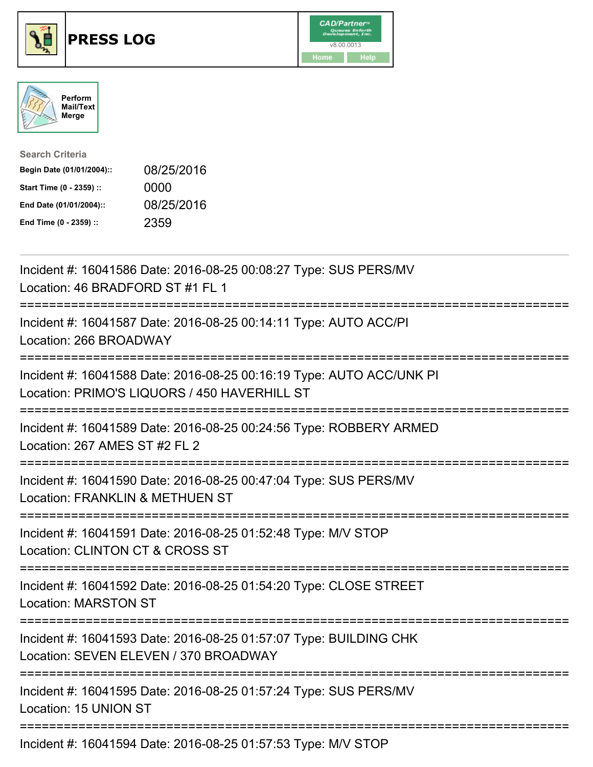# PRESS LOG

CAD/Partner™ Queues Enforth Development, Inc. v8.00.0013

Home Help

Perform Mail/Text Merge

**Search Criteria**

| | |
|---|---|
| **Begin Date (01/01/2004)::** | 08/25/2016 |
| **Start Time (0 - 2359) ::** | 0000 |
| **End Date (01/01/2004)::** | 08/25/2016 |
| **End Time (0 - 2359) ::** | 2359 |

---

Incident #: 16041586 Date: 2016-08-25 00:08:27 Type: SUS PERS/MV
Location: 46 BRADFORD ST #1 FL 1

===========================================================================

Incident #: 16041587 Date: 2016-08-25 00:14:11 Type: AUTO ACC/PI
Location: 266 BROADWAY

===========================================================================

Incident #: 16041588 Date: 2016-08-25 00:16:19 Type: AUTO ACC/UNK PI
Location: PRIMO'S LIQUORS / 450 HAVERHILL ST

===========================================================================

Incident #: 16041589 Date: 2016-08-25 00:24:56 Type: ROBBERY ARMED
Location: 267 AMES ST #2 FL 2

===========================================================================

Incident #: 16041590 Date: 2016-08-25 00:47:04 Type: SUS PERS/MV
Location: FRANKLIN & METHUEN ST

===========================================================================

Incident #: 16041591 Date: 2016-08-25 01:52:48 Type: M/V STOP
Location: CLINTON CT & CROSS ST

===========================================================================

Incident #: 16041592 Date: 2016-08-25 01:54:20 Type: CLOSE STREET
Location: MARSTON ST

===========================================================================

Incident #: 16041593 Date: 2016-08-25 01:57:07 Type: BUILDING CHK
Location: SEVEN ELEVEN / 370 BROADWAY

===========================================================================

Incident #: 16041595 Date: 2016-08-25 01:57:24 Type: SUS PERS/MV
Location: 15 UNION ST

===========================================================================

Incident #: 16041594 Date: 2016-08-25 01:57:53 Type: M/V STOP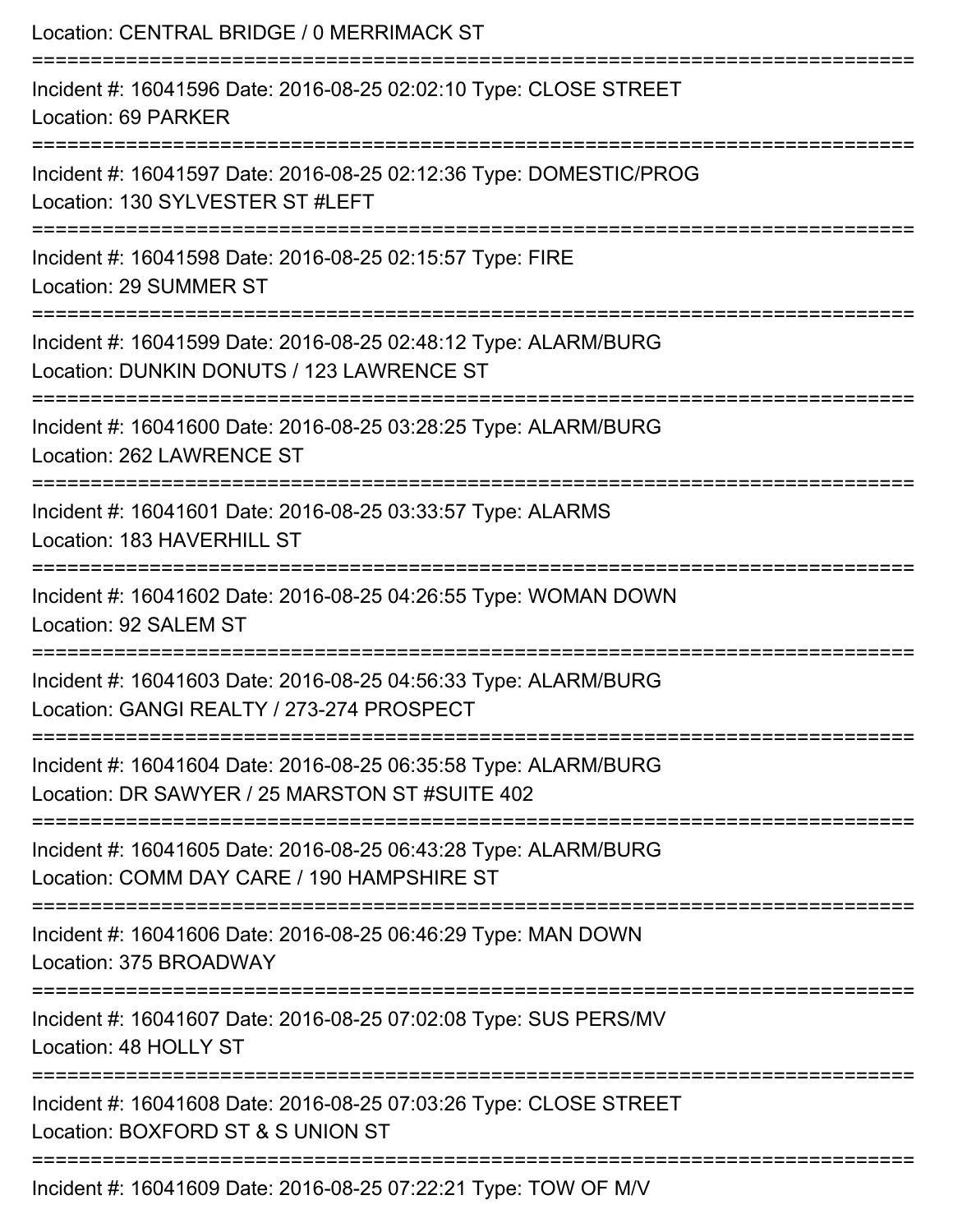Location: CENTRAL BRIDGE / 0 MERRIMACK ST

===========================================================================

Incident #: 16041596 Date: 2016-08-25 02:02:10 Type: CLOSE STREET
Location: 69 PARKER

===========================================================================

Incident #: 16041597 Date: 2016-08-25 02:12:36 Type: DOMESTIC/PROG
Location: 130 SYLVESTER ST #LEFT

===========================================================================

Incident #: 16041598 Date: 2016-08-25 02:15:57 Type: FIRE
Location: 29 SUMMER ST

===========================================================================

Incident #: 16041599 Date: 2016-08-25 02:48:12 Type: ALARM/BURG
Location: DUNKIN DONUTS / 123 LAWRENCE ST

===========================================================================

Incident #: 16041600 Date: 2016-08-25 03:28:25 Type: ALARM/BURG
Location: 262 LAWRENCE ST

===========================================================================

Incident #: 16041601 Date: 2016-08-25 03:33:57 Type: ALARMS
Location: 183 HAVERHILL ST

===========================================================================

Incident #: 16041602 Date: 2016-08-25 04:26:55 Type: WOMAN DOWN
Location: 92 SALEM ST

===========================================================================

Incident #: 16041603 Date: 2016-08-25 04:56:33 Type: ALARM/BURG
Location: GANGI REALTY / 273-274 PROSPECT

===========================================================================

Incident #: 16041604 Date: 2016-08-25 06:35:58 Type: ALARM/BURG
Location: DR SAWYER / 25 MARSTON ST #SUITE 402

===========================================================================

Incident #: 16041605 Date: 2016-08-25 06:43:28 Type: ALARM/BURG
Location: COMM DAY CARE / 190 HAMPSHIRE ST

===========================================================================

Incident #: 16041606 Date: 2016-08-25 06:46:29 Type: MAN DOWN
Location: 375 BROADWAY

===========================================================================

Incident #: 16041607 Date: 2016-08-25 07:02:08 Type: SUS PERS/MV
Location: 48 HOLLY ST

===========================================================================

Incident #: 16041608 Date: 2016-08-25 07:03:26 Type: CLOSE STREET
Location: BOXFORD ST & S UNION ST

===========================================================================

Incident #: 16041609 Date: 2016-08-25 07:22:21 Type: TOW OF M/V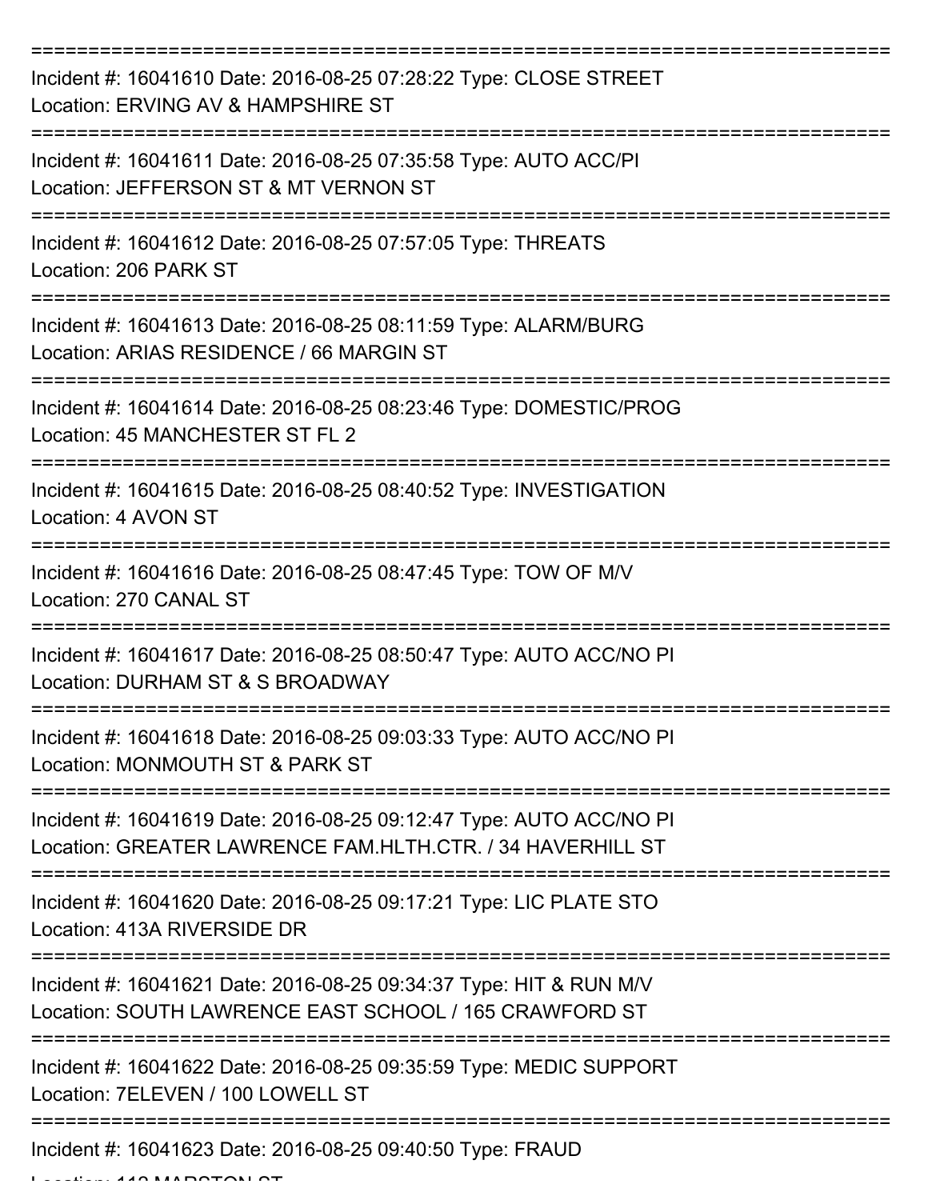===========================================================================

Incident #: 16041610 Date: 2016-08-25 07:28:22 Type: CLOSE STREET
Location: ERVING AV & HAMPSHIRE ST

===========================================================================

Incident #: 16041611 Date: 2016-08-25 07:35:58 Type: AUTO ACC/PI
Location: JEFFERSON ST & MT VERNON ST

===========================================================================

Incident #: 16041612 Date: 2016-08-25 07:57:05 Type: THREATS
Location: 206 PARK ST

===========================================================================

Incident #: 16041613 Date: 2016-08-25 08:11:59 Type: ALARM/BURG
Location: ARIAS RESIDENCE / 66 MARGIN ST

===========================================================================

Incident #: 16041614 Date: 2016-08-25 08:23:46 Type: DOMESTIC/PROG
Location: 45 MANCHESTER ST FL 2

===========================================================================

Incident #: 16041615 Date: 2016-08-25 08:40:52 Type: INVESTIGATION
Location: 4 AVON ST

===========================================================================

Incident #: 16041616 Date: 2016-08-25 08:47:45 Type: TOW OF M/V
Location: 270 CANAL ST

===========================================================================

Incident #: 16041617 Date: 2016-08-25 08:50:47 Type: AUTO ACC/NO PI
Location: DURHAM ST & S BROADWAY

===========================================================================

Incident #: 16041618 Date: 2016-08-25 09:03:33 Type: AUTO ACC/NO PI
Location: MONMOUTH ST & PARK ST

===========================================================================

Incident #: 16041619 Date: 2016-08-25 09:12:47 Type: AUTO ACC/NO PI
Location: GREATER LAWRENCE FAM.HLTH.CTR. / 34 HAVERHILL ST

===========================================================================

Incident #: 16041620 Date: 2016-08-25 09:17:21 Type: LIC PLATE STO
Location: 413A RIVERSIDE DR

===========================================================================

Incident #: 16041621 Date: 2016-08-25 09:34:37 Type: HIT & RUN M/V
Location: SOUTH LAWRENCE EAST SCHOOL / 165 CRAWFORD ST

===========================================================================

Incident #: 16041622 Date: 2016-08-25 09:35:59 Type: MEDIC SUPPORT
Location: 7ELEVEN / 100 LOWELL ST

===========================================================================

Incident #: 16041623 Date: 2016-08-25 09:40:50 Type: FRAUD
Location: 112 MARSTON ST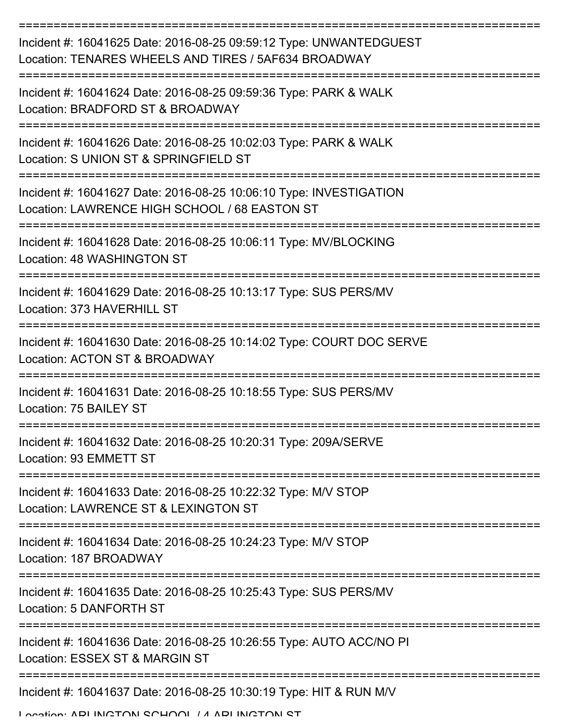===========================================================================
Incident #: 16041625 Date: 2016-08-25 09:59:12 Type: UNWANTEDGUEST
Location: TENARES WHEELS AND TIRES / 5AF634 BROADWAY
===========================================================================
Incident #: 16041624 Date: 2016-08-25 09:59:36 Type: PARK & WALK
Location: BRADFORD ST & BROADWAY
===========================================================================
Incident #: 16041626 Date: 2016-08-25 10:02:03 Type: PARK & WALK
Location: S UNION ST & SPRINGFIELD ST
===========================================================================
Incident #: 16041627 Date: 2016-08-25 10:06:10 Type: INVESTIGATION
Location: LAWRENCE HIGH SCHOOL / 68 EASTON ST
===========================================================================
Incident #: 16041628 Date: 2016-08-25 10:06:11 Type: MV/BLOCKING
Location: 48 WASHINGTON ST
===========================================================================
Incident #: 16041629 Date: 2016-08-25 10:13:17 Type: SUS PERS/MV
Location: 373 HAVERHILL ST
===========================================================================
Incident #: 16041630 Date: 2016-08-25 10:14:02 Type: COURT DOC SERVE
Location: ACTON ST & BROADWAY
===========================================================================
Incident #: 16041631 Date: 2016-08-25 10:18:55 Type: SUS PERS/MV
Location: 75 BAILEY ST
===========================================================================
Incident #: 16041632 Date: 2016-08-25 10:20:31 Type: 209A/SERVE
Location: 93 EMMETT ST
===========================================================================
Incident #: 16041633 Date: 2016-08-25 10:22:32 Type: M/V STOP
Location: LAWRENCE ST & LEXINGTON ST
===========================================================================
Incident #: 16041634 Date: 2016-08-25 10:24:23 Type: M/V STOP
Location: 187 BROADWAY
===========================================================================
Incident #: 16041635 Date: 2016-08-25 10:25:43 Type: SUS PERS/MV
Location: 5 DANFORTH ST
===========================================================================
Incident #: 16041636 Date: 2016-08-25 10:26:55 Type: AUTO ACC/NO PI
Location: ESSEX ST & MARGIN ST
===========================================================================
Incident #: 16041637 Date: 2016-08-25 10:30:19 Type: HIT & RUN M/V
Location: ARLINGTON SCHOOL / 4 ARLINGTON ST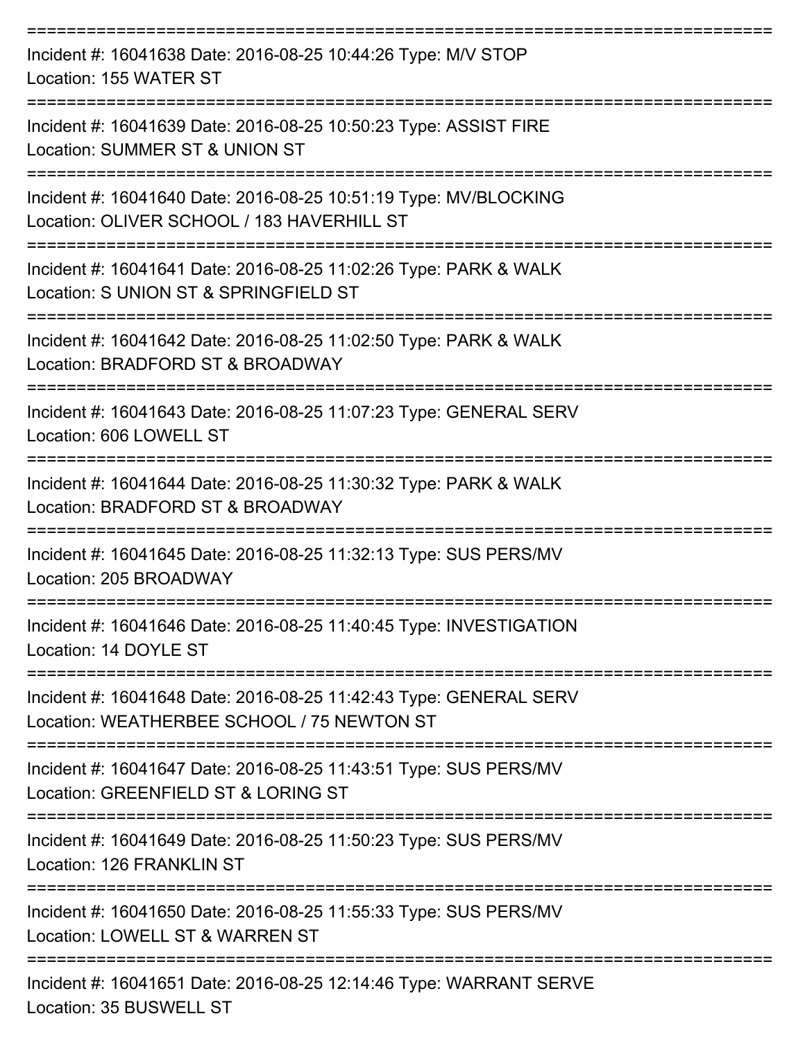===========================================================================

Incident #: 16041638 Date: 2016-08-25 10:44:26 Type: M/V STOP

Location: 155 WATER ST

===========================================================================

Incident #: 16041639 Date: 2016-08-25 10:50:23 Type: ASSIST FIRE

Location: SUMMER ST & UNION ST

===========================================================================

Incident #: 16041640 Date: 2016-08-25 10:51:19 Type: MV/BLOCKING

Location: OLIVER SCHOOL / 183 HAVERHILL ST

===========================================================================

Incident #: 16041641 Date: 2016-08-25 11:02:26 Type: PARK & WALK

Location: S UNION ST & SPRINGFIELD ST

===========================================================================

Incident #: 16041642 Date: 2016-08-25 11:02:50 Type: PARK & WALK

Location: BRADFORD ST & BROADWAY

===========================================================================

Incident #: 16041643 Date: 2016-08-25 11:07:23 Type: GENERAL SERV

Location: 606 LOWELL ST

===========================================================================

Incident #: 16041644 Date: 2016-08-25 11:30:32 Type: PARK & WALK

Location: BRADFORD ST & BROADWAY

===========================================================================

Incident #: 16041645 Date: 2016-08-25 11:32:13 Type: SUS PERS/MV

Location: 205 BROADWAY

===========================================================================

Incident #: 16041646 Date: 2016-08-25 11:40:45 Type: INVESTIGATION

Location: 14 DOYLE ST

===========================================================================

Incident #: 16041648 Date: 2016-08-25 11:42:43 Type: GENERAL SERV

Location: WEATHERBEE SCHOOL / 75 NEWTON ST

===========================================================================

Incident #: 16041647 Date: 2016-08-25 11:43:51 Type: SUS PERS/MV

Location: GREENFIELD ST & LORING ST

===========================================================================

Incident #: 16041649 Date: 2016-08-25 11:50:23 Type: SUS PERS/MV

Location: 126 FRANKLIN ST

===========================================================================

Incident #: 16041650 Date: 2016-08-25 11:55:33 Type: SUS PERS/MV

Location: LOWELL ST & WARREN ST

===========================================================================

Incident #: 16041651 Date: 2016-08-25 12:14:46 Type: WARRANT SERVE

Location: 35 BUSWELL ST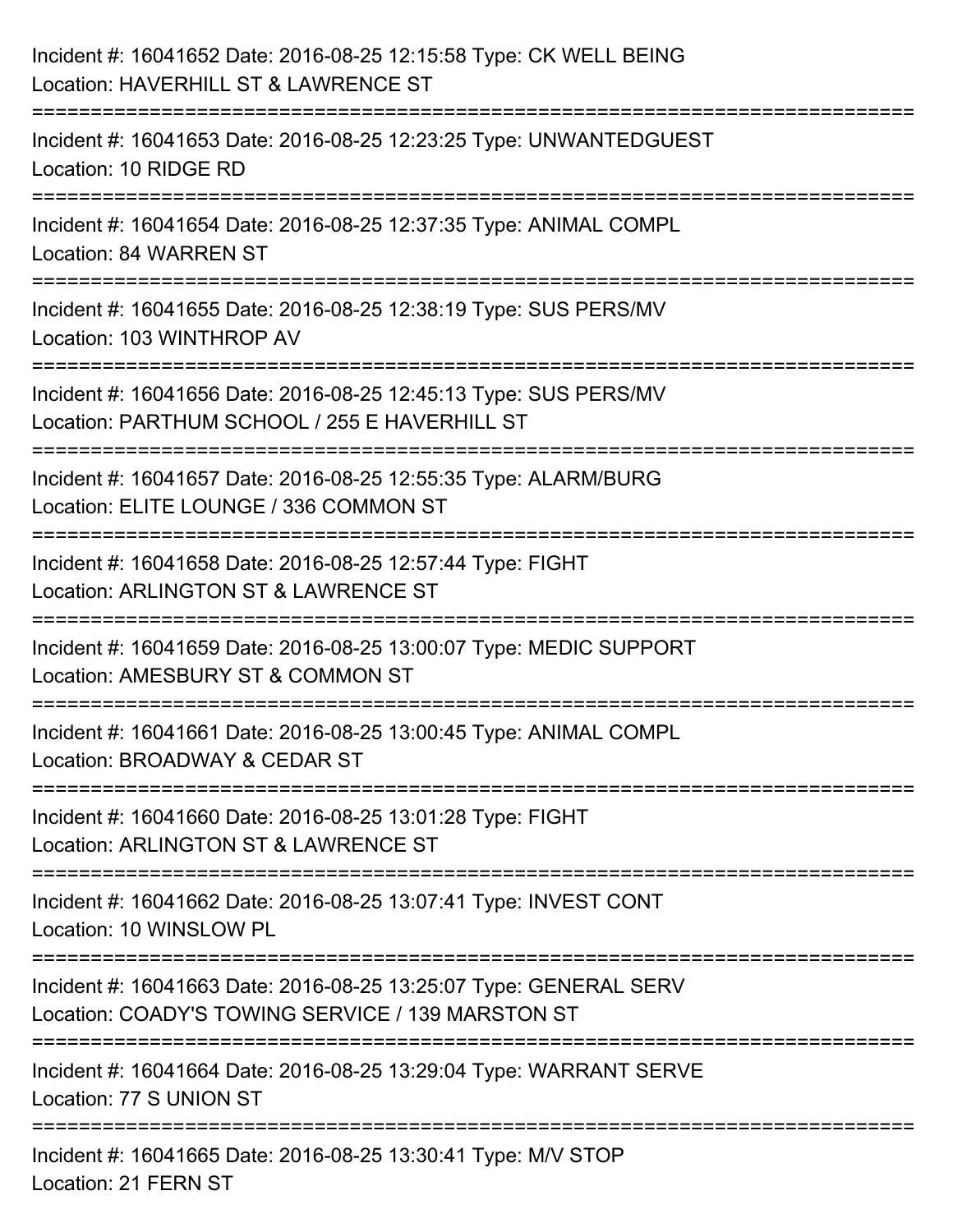Incident #: 16041652 Date: 2016-08-25 12:15:58 Type: CK WELL BEING
Location: HAVERHILL ST & LAWRENCE ST

===========================================================================

Incident #: 16041653 Date: 2016-08-25 12:23:25 Type: UNWANTEDGUEST
Location: 10 RIDGE RD

===========================================================================

Incident #: 16041654 Date: 2016-08-25 12:37:35 Type: ANIMAL COMPL
Location: 84 WARREN ST

===========================================================================

Incident #: 16041655 Date: 2016-08-25 12:38:19 Type: SUS PERS/MV
Location: 103 WINTHROP AV

===========================================================================

Incident #: 16041656 Date: 2016-08-25 12:45:13 Type: SUS PERS/MV
Location: PARTHUM SCHOOL / 255 E HAVERHILL ST

===========================================================================

Incident #: 16041657 Date: 2016-08-25 12:55:35 Type: ALARM/BURG
Location: ELITE LOUNGE / 336 COMMON ST

===========================================================================

Incident #: 16041658 Date: 2016-08-25 12:57:44 Type: FIGHT
Location: ARLINGTON ST & LAWRENCE ST

===========================================================================

Incident #: 16041659 Date: 2016-08-25 13:00:07 Type: MEDIC SUPPORT
Location: AMESBURY ST & COMMON ST

===========================================================================

Incident #: 16041661 Date: 2016-08-25 13:00:45 Type: ANIMAL COMPL
Location: BROADWAY & CEDAR ST

===========================================================================

Incident #: 16041660 Date: 2016-08-25 13:01:28 Type: FIGHT
Location: ARLINGTON ST & LAWRENCE ST

===========================================================================

Incident #: 16041662 Date: 2016-08-25 13:07:41 Type: INVEST CONT
Location: 10 WINSLOW PL

===========================================================================

Incident #: 16041663 Date: 2016-08-25 13:25:07 Type: GENERAL SERV
Location: COADY'S TOWING SERVICE / 139 MARSTON ST

===========================================================================

Incident #: 16041664 Date: 2016-08-25 13:29:04 Type: WARRANT SERVE
Location: 77 S UNION ST

===========================================================================

Incident #: 16041665 Date: 2016-08-25 13:30:41 Type: M/V STOP
Location: 21 FERN ST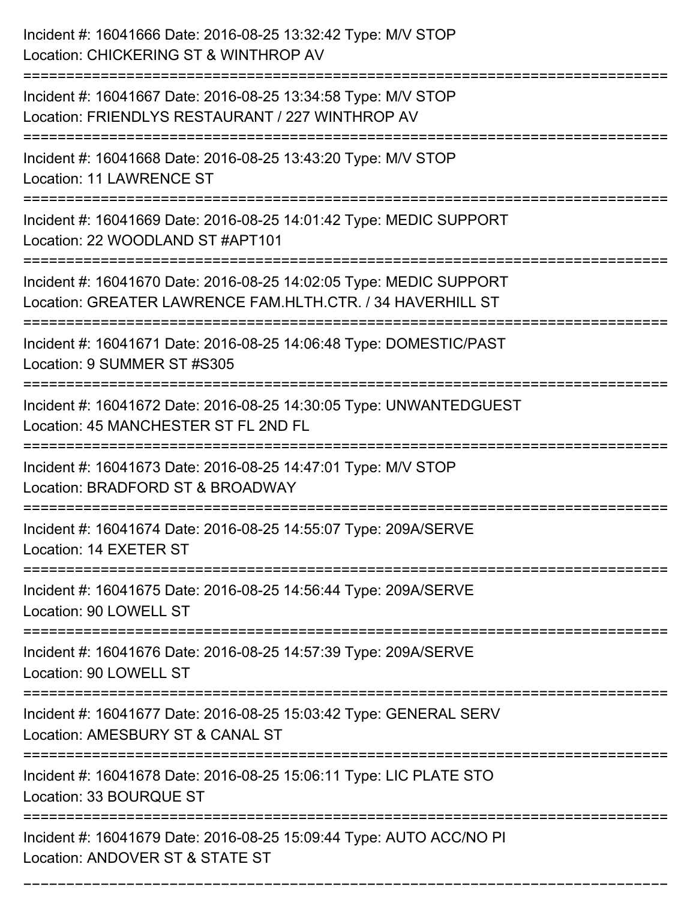Incident #: 16041666 Date: 2016-08-25 13:32:42 Type: M/V STOP
Location: CHICKERING ST & WINTHROP AV

===========================================================================

Incident #: 16041667 Date: 2016-08-25 13:34:58 Type: M/V STOP
Location: FRIENDLYS RESTAURANT / 227 WINTHROP AV

===========================================================================

Incident #: 16041668 Date: 2016-08-25 13:43:20 Type: M/V STOP
Location: 11 LAWRENCE ST

===========================================================================

Incident #: 16041669 Date: 2016-08-25 14:01:42 Type: MEDIC SUPPORT
Location: 22 WOODLAND ST #APT101

===========================================================================

Incident #: 16041670 Date: 2016-08-25 14:02:05 Type: MEDIC SUPPORT
Location: GREATER LAWRENCE FAM.HLTH.CTR. / 34 HAVERHILL ST

===========================================================================

Incident #: 16041671 Date: 2016-08-25 14:06:48 Type: DOMESTIC/PAST
Location: 9 SUMMER ST #S305

===========================================================================

Incident #: 16041672 Date: 2016-08-25 14:30:05 Type: UNWANTEDGUEST
Location: 45 MANCHESTER ST FL 2ND FL

===========================================================================

Incident #: 16041673 Date: 2016-08-25 14:47:01 Type: M/V STOP
Location: BRADFORD ST & BROADWAY

===========================================================================

Incident #: 16041674 Date: 2016-08-25 14:55:07 Type: 209A/SERVE
Location: 14 EXETER ST

===========================================================================

Incident #: 16041675 Date: 2016-08-25 14:56:44 Type: 209A/SERVE
Location: 90 LOWELL ST

===========================================================================

Incident #: 16041676 Date: 2016-08-25 14:57:39 Type: 209A/SERVE
Location: 90 LOWELL ST

===========================================================================

Incident #: 16041677 Date: 2016-08-25 15:03:42 Type: GENERAL SERV
Location: AMESBURY ST & CANAL ST

===========================================================================

Incident #: 16041678 Date: 2016-08-25 15:06:11 Type: LIC PLATE STO
Location: 33 BOURQUE ST

===========================================================================

Incident #: 16041679 Date: 2016-08-25 15:09:44 Type: AUTO ACC/NO PI
Location: ANDOVER ST & STATE ST

===========================================================================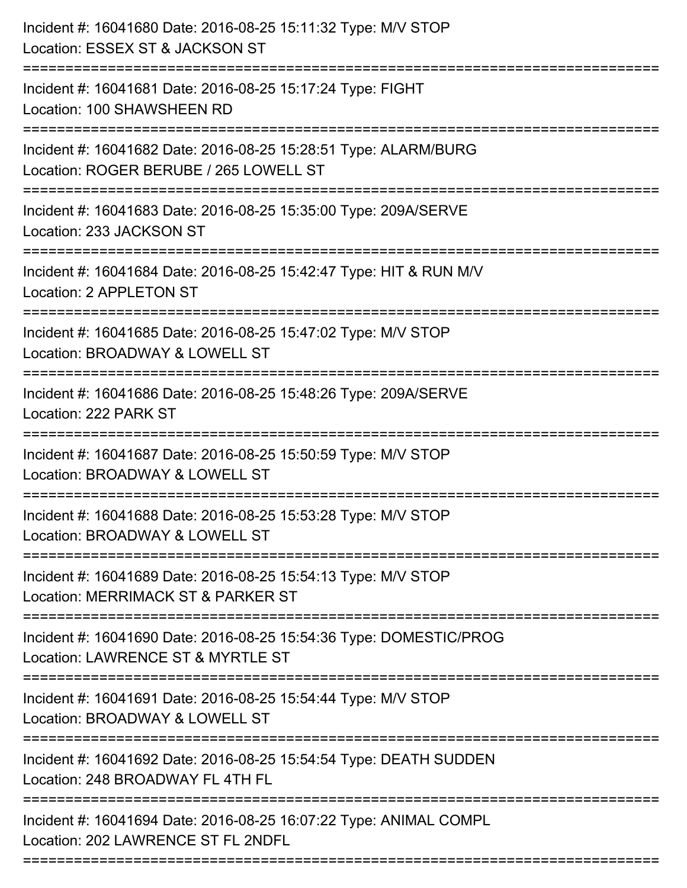Incident #: 16041680 Date: 2016-08-25 15:11:32 Type: M/V STOP
Location: ESSEX ST & JACKSON ST

===========================================================================

Incident #: 16041681 Date: 2016-08-25 15:17:24 Type: FIGHT
Location: 100 SHAWSHEEN RD

===========================================================================

Incident #: 16041682 Date: 2016-08-25 15:28:51 Type: ALARM/BURG
Location: ROGER BERUBE / 265 LOWELL ST

===========================================================================

Incident #: 16041683 Date: 2016-08-25 15:35:00 Type: 209A/SERVE
Location: 233 JACKSON ST

===========================================================================

Incident #: 16041684 Date: 2016-08-25 15:42:47 Type: HIT & RUN M/V
Location: 2 APPLETON ST

===========================================================================

Incident #: 16041685 Date: 2016-08-25 15:47:02 Type: M/V STOP
Location: BROADWAY & LOWELL ST

===========================================================================

Incident #: 16041686 Date: 2016-08-25 15:48:26 Type: 209A/SERVE
Location: 222 PARK ST

===========================================================================

Incident #: 16041687 Date: 2016-08-25 15:50:59 Type: M/V STOP
Location: BROADWAY & LOWELL ST

===========================================================================

Incident #: 16041688 Date: 2016-08-25 15:53:28 Type: M/V STOP
Location: BROADWAY & LOWELL ST

===========================================================================

Incident #: 16041689 Date: 2016-08-25 15:54:13 Type: M/V STOP
Location: MERRIMACK ST & PARKER ST

===========================================================================

Incident #: 16041690 Date: 2016-08-25 15:54:36 Type: DOMESTIC/PROG
Location: LAWRENCE ST & MYRTLE ST

===========================================================================

Incident #: 16041691 Date: 2016-08-25 15:54:44 Type: M/V STOP
Location: BROADWAY & LOWELL ST

===========================================================================

Incident #: 16041692 Date: 2016-08-25 15:54:54 Type: DEATH SUDDEN
Location: 248 BROADWAY FL 4TH FL

===========================================================================

Incident #: 16041694 Date: 2016-08-25 16:07:22 Type: ANIMAL COMPL
Location: 202 LAWRENCE ST FL 2NDFL

===========================================================================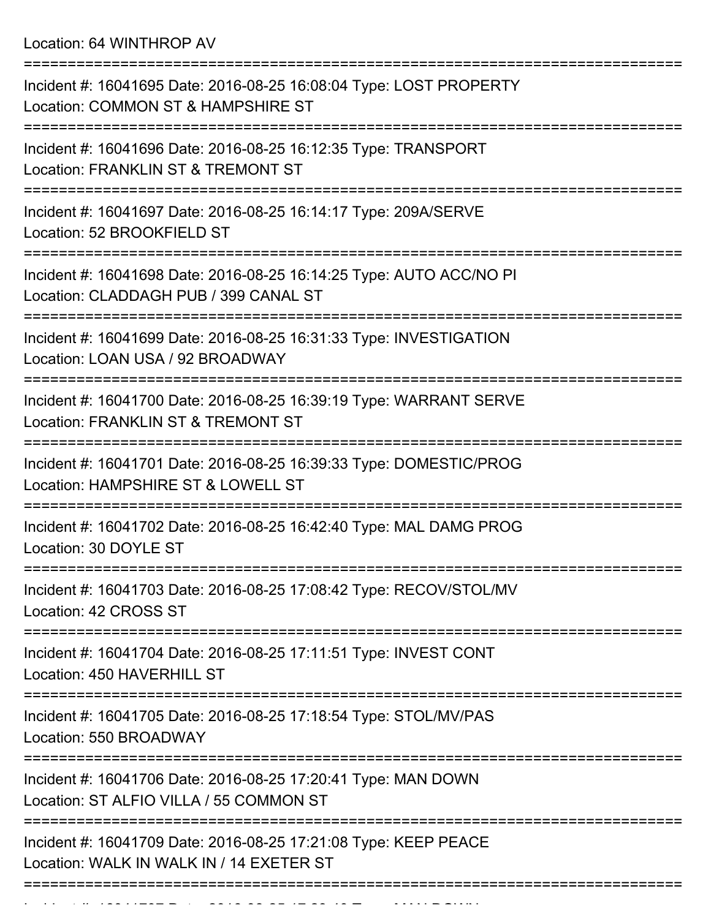Location: 64 WINTHROP AV

===========================================================================

Incident #: 16041695 Date: 2016-08-25 16:08:04 Type: LOST PROPERTY
Location: COMMON ST & HAMPSHIRE ST

===========================================================================

Incident #: 16041696 Date: 2016-08-25 16:12:35 Type: TRANSPORT
Location: FRANKLIN ST & TREMONT ST

===========================================================================

Incident #: 16041697 Date: 2016-08-25 16:14:17 Type: 209A/SERVE
Location: 52 BROOKFIELD ST

===========================================================================

Incident #: 16041698 Date: 2016-08-25 16:14:25 Type: AUTO ACC/NO PI
Location: CLADDAGH PUB / 399 CANAL ST

===========================================================================

Incident #: 16041699 Date: 2016-08-25 16:31:33 Type: INVESTIGATION
Location: LOAN USA / 92 BROADWAY

===========================================================================

Incident #: 16041700 Date: 2016-08-25 16:39:19 Type: WARRANT SERVE
Location: FRANKLIN ST & TREMONT ST

===========================================================================

Incident #: 16041701 Date: 2016-08-25 16:39:33 Type: DOMESTIC/PROG
Location: HAMPSHIRE ST & LOWELL ST

===========================================================================

Incident #: 16041702 Date: 2016-08-25 16:42:40 Type: MAL DAMG PROG
Location: 30 DOYLE ST

===========================================================================

Incident #: 16041703 Date: 2016-08-25 17:08:42 Type: RECOV/STOL/MV
Location: 42 CROSS ST

===========================================================================

Incident #: 16041704 Date: 2016-08-25 17:11:51 Type: INVEST CONT
Location: 450 HAVERHILL ST

===========================================================================

Incident #: 16041705 Date: 2016-08-25 17:18:54 Type: STOL/MV/PAS
Location: 550 BROADWAY

===========================================================================

Incident #: 16041706 Date: 2016-08-25 17:20:41 Type: MAN DOWN
Location: ST ALFIO VILLA / 55 COMMON ST

===========================================================================

Incident #: 16041709 Date: 2016-08-25 17:21:08 Type: KEEP PEACE
Location: WALK IN WALK IN / 14 EXETER ST

===========================================================================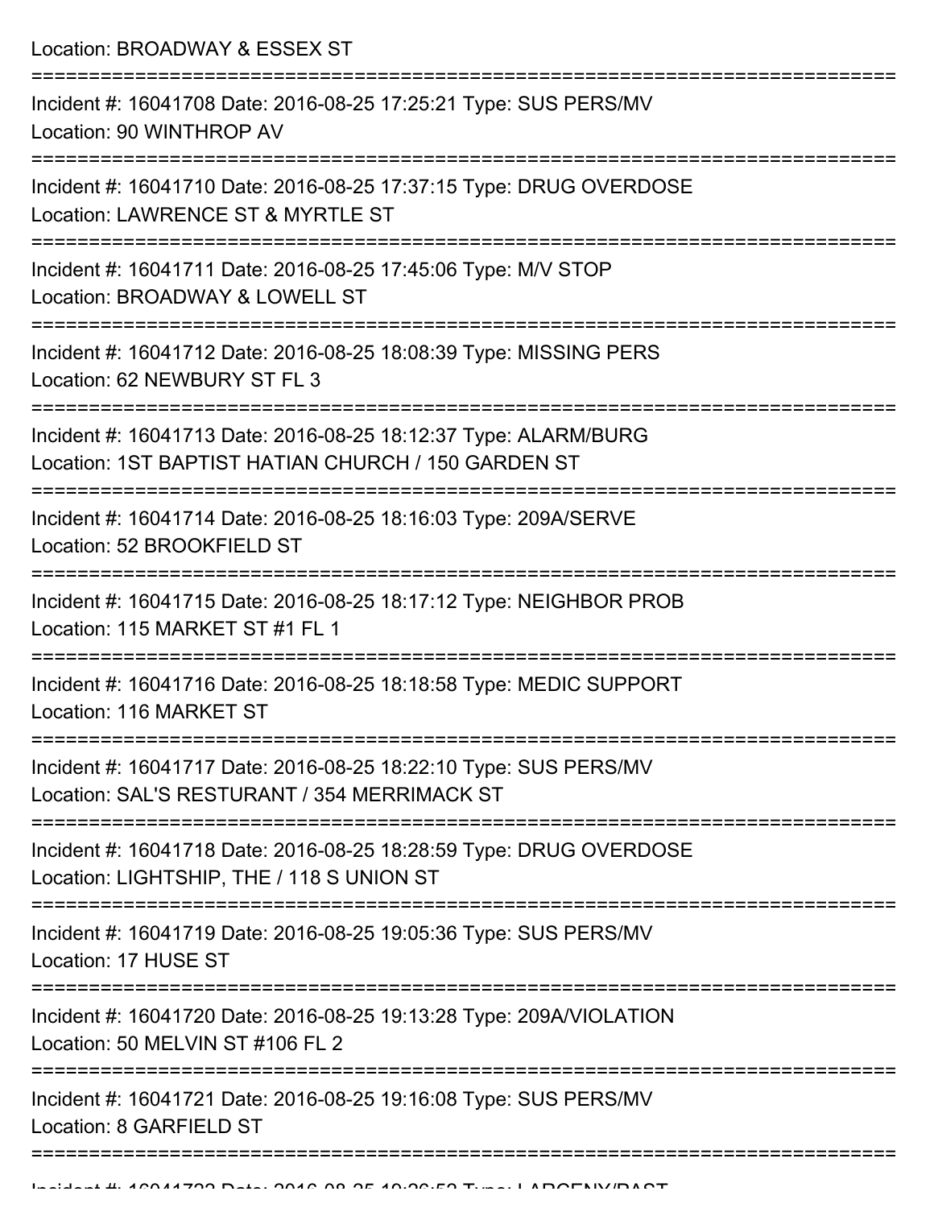Location: BROADWAY & ESSEX ST

===========================================================================

Incident #: 16041708 Date: 2016-08-25 17:25:21 Type: SUS PERS/MV
Location: 90 WINTHROP AV

===========================================================================

Incident #: 16041710 Date: 2016-08-25 17:37:15 Type: DRUG OVERDOSE
Location: LAWRENCE ST & MYRTLE ST

===========================================================================

Incident #: 16041711 Date: 2016-08-25 17:45:06 Type: M/V STOP
Location: BROADWAY & LOWELL ST

===========================================================================

Incident #: 16041712 Date: 2016-08-25 18:08:39 Type: MISSING PERS
Location: 62 NEWBURY ST FL 3

===========================================================================

Incident #: 16041713 Date: 2016-08-25 18:12:37 Type: ALARM/BURG
Location: 1ST BAPTIST HATIAN CHURCH / 150 GARDEN ST

===========================================================================

Incident #: 16041714 Date: 2016-08-25 18:16:03 Type: 209A/SERVE
Location: 52 BROOKFIELD ST

===========================================================================

Incident #: 16041715 Date: 2016-08-25 18:17:12 Type: NEIGHBOR PROB
Location: 115 MARKET ST #1 FL 1

===========================================================================

Incident #: 16041716 Date: 2016-08-25 18:18:58 Type: MEDIC SUPPORT
Location: 116 MARKET ST

===========================================================================

Incident #: 16041717 Date: 2016-08-25 18:22:10 Type: SUS PERS/MV
Location: SAL'S RESTURANT / 354 MERRIMACK ST

===========================================================================

Incident #: 16041718 Date: 2016-08-25 18:28:59 Type: DRUG OVERDOSE
Location: LIGHTSHIP, THE / 118 S UNION ST

===========================================================================

Incident #: 16041719 Date: 2016-08-25 19:05:36 Type: SUS PERS/MV
Location: 17 HUSE ST

===========================================================================

Incident #: 16041720 Date: 2016-08-25 19:13:28 Type: 209A/VIOLATION
Location: 50 MELVIN ST #106 FL 2

===========================================================================

Incident #: 16041721 Date: 2016-08-25 19:16:08 Type: SUS PERS/MV
Location: 8 GARFIELD ST

===========================================================================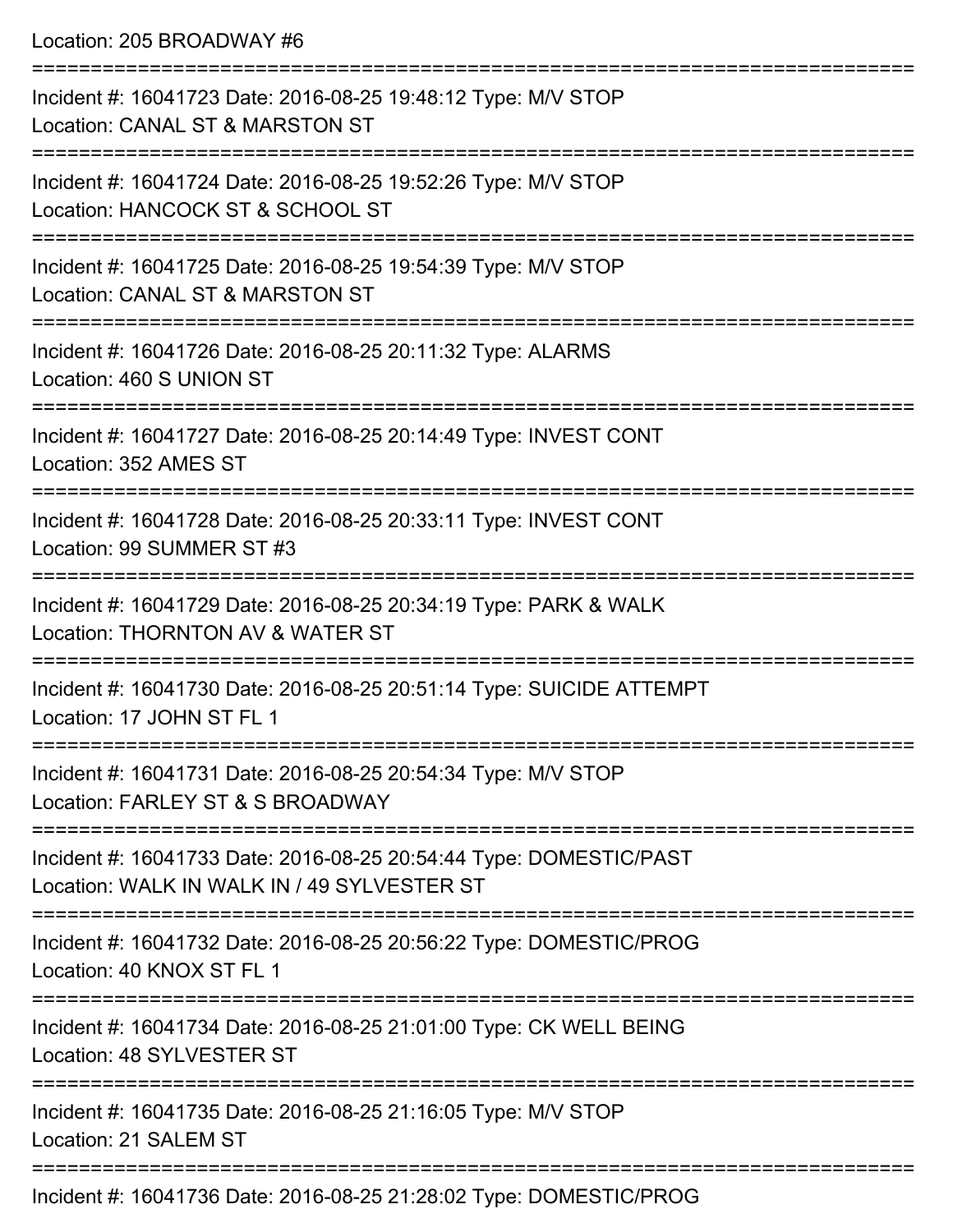Location: 205 BROADWAY #6

===========================================================================

Incident #: 16041723 Date: 2016-08-25 19:48:12 Type: M/V STOP
Location: CANAL ST & MARSTON ST

===========================================================================

Incident #: 16041724 Date: 2016-08-25 19:52:26 Type: M/V STOP
Location: HANCOCK ST & SCHOOL ST

===========================================================================

Incident #: 16041725 Date: 2016-08-25 19:54:39 Type: M/V STOP
Location: CANAL ST & MARSTON ST

===========================================================================

Incident #: 16041726 Date: 2016-08-25 20:11:32 Type: ALARMS
Location: 460 S UNION ST

===========================================================================

Incident #: 16041727 Date: 2016-08-25 20:14:49 Type: INVEST CONT
Location: 352 AMES ST

===========================================================================

Incident #: 16041728 Date: 2016-08-25 20:33:11 Type: INVEST CONT
Location: 99 SUMMER ST #3

===========================================================================

Incident #: 16041729 Date: 2016-08-25 20:34:19 Type: PARK & WALK
Location: THORNTON AV & WATER ST

===========================================================================

Incident #: 16041730 Date: 2016-08-25 20:51:14 Type: SUICIDE ATTEMPT
Location: 17 JOHN ST FL 1

===========================================================================

Incident #: 16041731 Date: 2016-08-25 20:54:34 Type: M/V STOP
Location: FARLEY ST & S BROADWAY

===========================================================================

Incident #: 16041733 Date: 2016-08-25 20:54:44 Type: DOMESTIC/PAST
Location: WALK IN WALK IN / 49 SYLVESTER ST

===========================================================================

Incident #: 16041732 Date: 2016-08-25 20:56:22 Type: DOMESTIC/PROG
Location: 40 KNOX ST FL 1

===========================================================================

Incident #: 16041734 Date: 2016-08-25 21:01:00 Type: CK WELL BEING
Location: 48 SYLVESTER ST

===========================================================================

Incident #: 16041735 Date: 2016-08-25 21:16:05 Type: M/V STOP
Location: 21 SALEM ST

===========================================================================

Incident #: 16041736 Date: 2016-08-25 21:28:02 Type: DOMESTIC/PROG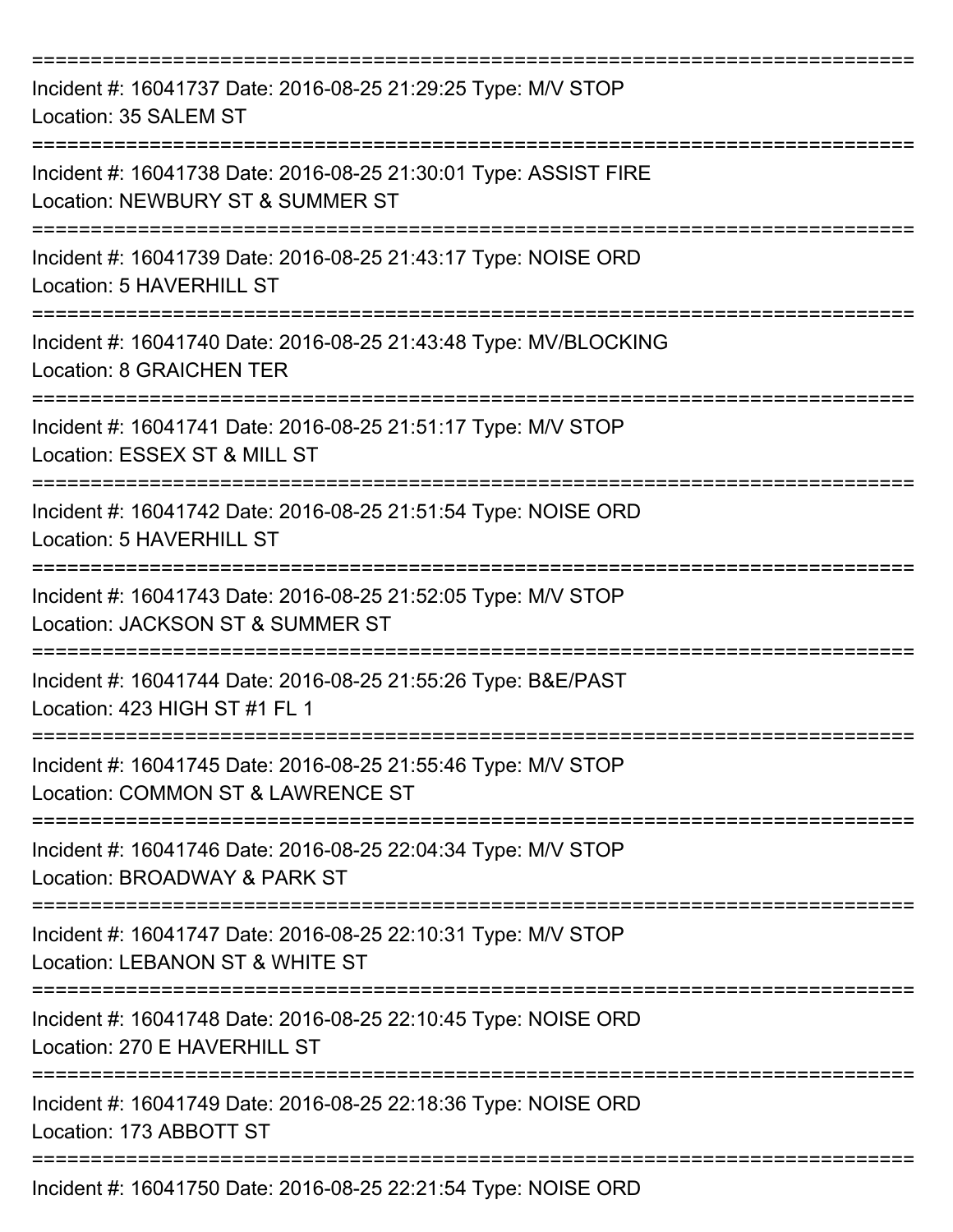===========================================================================

Incident #: 16041737 Date: 2016-08-25 21:29:25 Type: M/V STOP
Location: 35 SALEM ST

===========================================================================

Incident #: 16041738 Date: 2016-08-25 21:30:01 Type: ASSIST FIRE
Location: NEWBURY ST & SUMMER ST

===========================================================================

Incident #: 16041739 Date: 2016-08-25 21:43:17 Type: NOISE ORD
Location: 5 HAVERHILL ST

===========================================================================

Incident #: 16041740 Date: 2016-08-25 21:43:48 Type: MV/BLOCKING
Location: 8 GRAICHEN TER

===========================================================================

Incident #: 16041741 Date: 2016-08-25 21:51:17 Type: M/V STOP
Location: ESSEX ST & MILL ST

===========================================================================

Incident #: 16041742 Date: 2016-08-25 21:51:54 Type: NOISE ORD
Location: 5 HAVERHILL ST

===========================================================================

Incident #: 16041743 Date: 2016-08-25 21:52:05 Type: M/V STOP
Location: JACKSON ST & SUMMER ST

===========================================================================

Incident #: 16041744 Date: 2016-08-25 21:55:26 Type: B&E/PAST
Location: 423 HIGH ST #1 FL 1

===========================================================================

Incident #: 16041745 Date: 2016-08-25 21:55:46 Type: M/V STOP
Location: COMMON ST & LAWRENCE ST

===========================================================================

Incident #: 16041746 Date: 2016-08-25 22:04:34 Type: M/V STOP
Location: BROADWAY & PARK ST

===========================================================================

Incident #: 16041747 Date: 2016-08-25 22:10:31 Type: M/V STOP
Location: LEBANON ST & WHITE ST

===========================================================================

Incident #: 16041748 Date: 2016-08-25 22:10:45 Type: NOISE ORD
Location: 270 E HAVERHILL ST

===========================================================================

Incident #: 16041749 Date: 2016-08-25 22:18:36 Type: NOISE ORD
Location: 173 ABBOTT ST

===========================================================================

Incident #: 16041750 Date: 2016-08-25 22:21:54 Type: NOISE ORD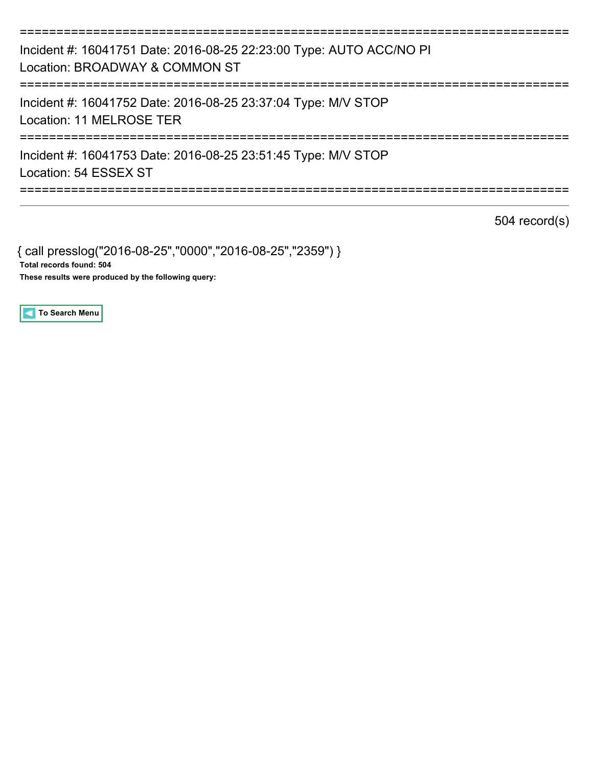===========================================================================

Incident #: 16041751 Date: 2016-08-25 22:23:00 Type: AUTO ACC/NO PI
Location: BROADWAY & COMMON ST

===========================================================================

Incident #: 16041752 Date: 2016-08-25 23:37:04 Type: M/V STOP
Location: 11 MELROSE TER

===========================================================================

Incident #: 16041753 Date: 2016-08-25 23:51:45 Type: M/V STOP
Location: 54 ESSEX ST

===========================================================================

504 record(s)

{ call presslog("2016-08-25","0000","2016-08-25","2359") }

**Total records found: 504**

**These results were produced by the following query:**

**To Search Menu**